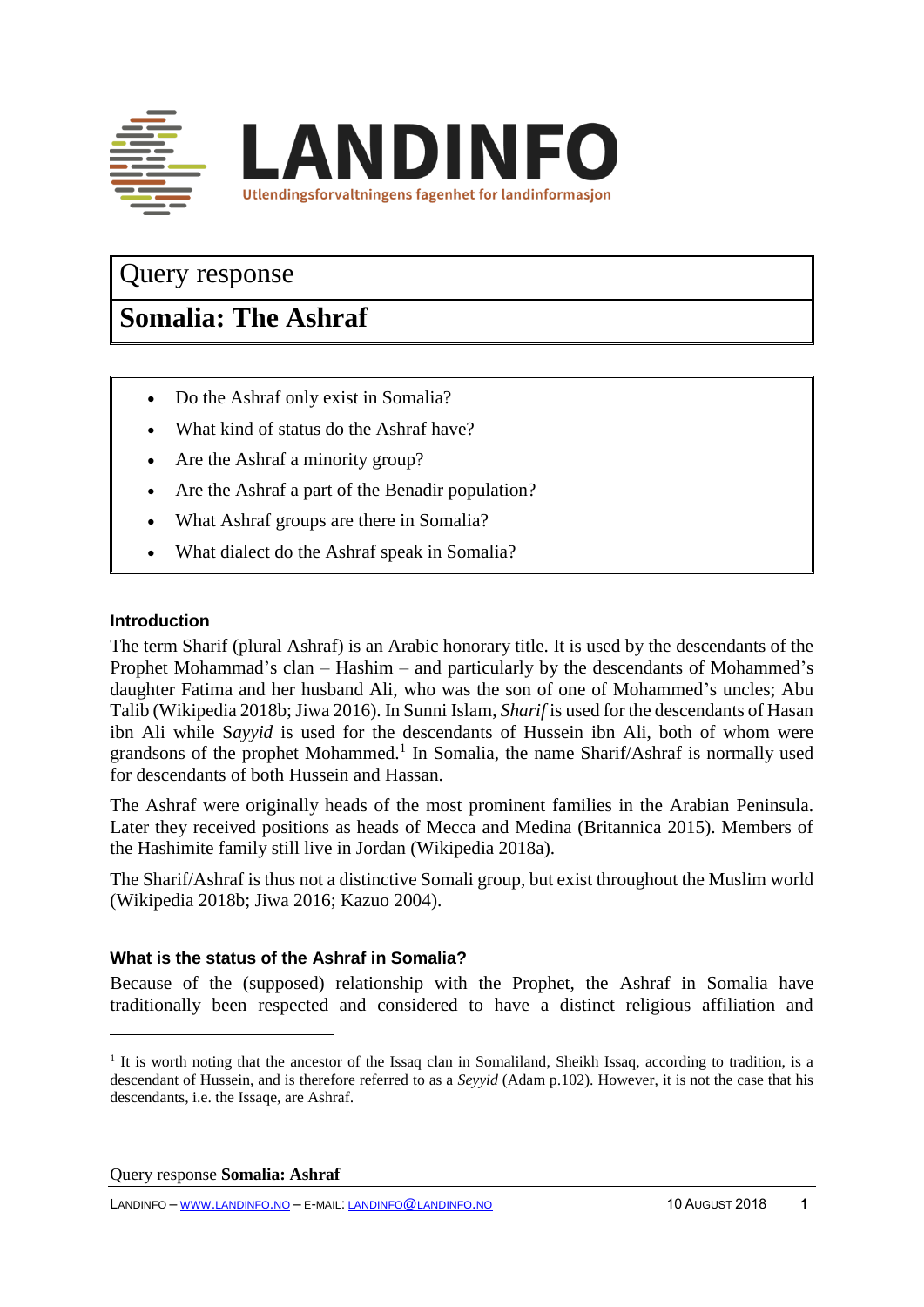LANDINFO

Utlendingsforvaltningens fagenhet for landinformasjon

# Query response

# Somalia: The Ashraf

- Do the Ashraf only exist in Somalia?
- What kind of status do the Ashraf have?
- Are the Ashraf a minority group?
- Are the Ashraf a part of the Benadir population?
- What Ashraf groups are there in Somalia?
- What dialect do the Ashraf speak in Somalia?

## Introduction

The term Sharif (plural Ashraf) is an Arabic honorary title. It is used by the descendants of the Prophet Mohammad's clan – Hashim – and particularly by the descendants of Mohammed's daughter Fatima and her husband Ali, who was the son of one of Mohammed's uncles; Abu Talib (Wikipedia 2018b; Jiwa 2016). In Sunni Islam, *Sharif* is used for the descendants of Hasan ibn Ali while S*ayyid* is used for the descendants of Hussein ibn Ali, both of whom were grandsons of the prophet Mohammed.[1] In Somalia, the name Sharif/Ashraf is normally used for descendants of both Hussein and Hassan.

The Ashraf were originally heads of the most prominent families in the Arabian Peninsula. Later they received positions as heads of Mecca and Medina (Britannica 2015). Members of the Hashimite family still live in Jordan (Wikipedia 2018a).

The Sharif/Ashraf is thus not a distinctive Somali group, but exist throughout the Muslim world (Wikipedia 2018b; Jiwa 2016; Kazuo 2004).

## What is the status of the Ashraf in Somalia?

Because of the (supposed) relationship with the Prophet, the Ashraf in Somalia have traditionally been respected and considered to have a distinct religious affiliation and

[1] It is worth noting that the ancestor of the Issaq clan in Somaliland, Sheikh Issaq, according to tradition, is a descendant of Hussein, and is therefore referred to as a *Seyyid* (Adam p.102). However, it is not the case that his descendants, i.e. the Issaqe, are Ashraf.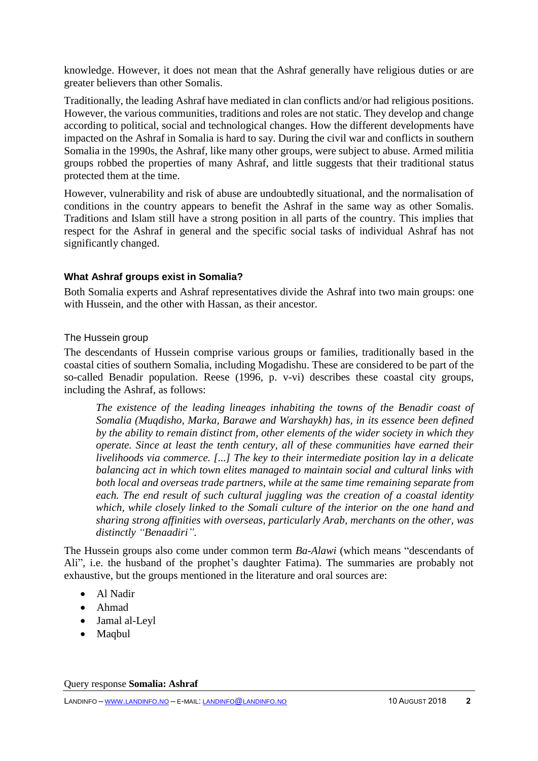knowledge. However, it does not mean that the Ashraf generally have religious duties or are greater believers than other Somalis.

Traditionally, the leading Ashraf have mediated in clan conflicts and/or had religious positions. However, the various communities, traditions and roles are not static. They develop and change according to political, social and technological changes. How the different developments have impacted on the Ashraf in Somalia is hard to say. During the civil war and conflicts in southern Somalia in the 1990s, the Ashraf, like many other groups, were subject to abuse. Armed militia groups robbed the properties of many Ashraf, and little suggests that their traditional status protected them at the time.

However, vulnerability and risk of abuse are undoubtedly situational, and the normalisation of conditions in the country appears to benefit the Ashraf in the same way as other Somalis. Traditions and Islam still have a strong position in all parts of the country. This implies that respect for the Ashraf in general and the specific social tasks of individual Ashraf has not significantly changed.

### What Ashraf groups exist in Somalia?

Both Somalia experts and Ashraf representatives divide the Ashraf into two main groups: one with Hussein, and the other with Hassan, as their ancestor.

#### The Hussein group

The descendants of Hussein comprise various groups or families, traditionally based in the coastal cities of southern Somalia, including Mogadishu. These are considered to be part of the so-called Benadir population. Reese (1996, p. v-vi) describes these coastal city groups, including the Ashraf, as follows:

> *The existence of the leading lineages inhabiting the towns of the Benadir coast of Somalia (Muqdisho, Marka, Barawe and Warshaykh) has, in its essence been defined by the ability to remain distinct from, other elements of the wider society in which they operate. Since at least the tenth century, all of these communities have earned their livelihoods via commerce. [...] The key to their intermediate position lay in a delicate balancing act in which town elites managed to maintain social and cultural links with both local and overseas trade partners, while at the same time remaining separate from each. The end result of such cultural juggling was the creation of a coastal identity which, while closely linked to the Somali culture of the interior on the one hand and sharing strong affinities with overseas, particularly Arab, merchants on the other, was distinctly "Benaadiri".*

The Hussein groups also come under common term *Ba-Alawi* (which means "descendants of Ali", i.e. the husband of the prophet's daughter Fatima). The summaries are probably not exhaustive, but the groups mentioned in the literature and oral sources are:

- Al Nadir
- Ahmad
- Jamal al-Leyl
- Maqbul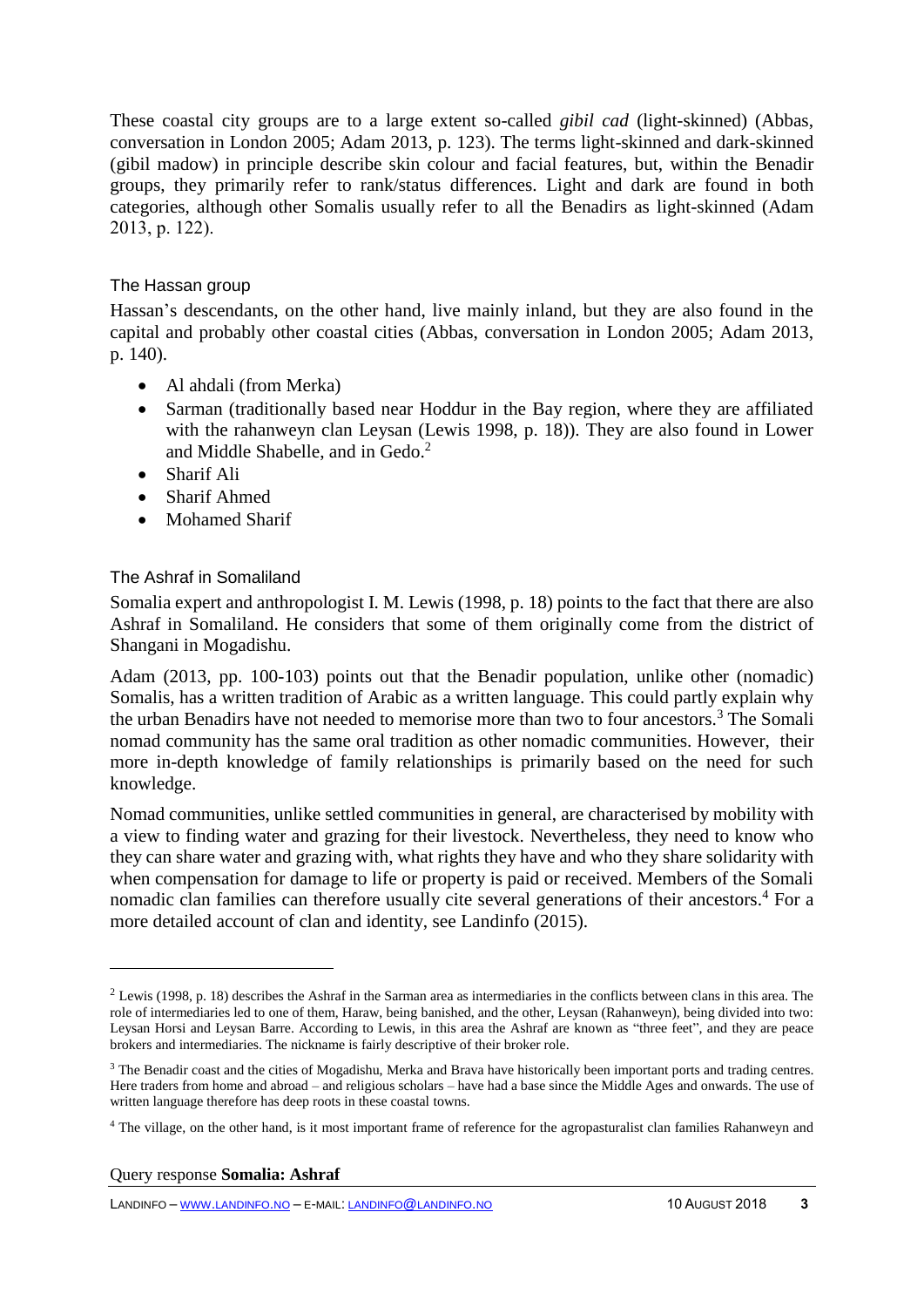These coastal city groups are to a large extent so-called *gibil cad* (light-skinned) (Abbas, conversation in London 2005; Adam 2013, p. 123). The terms light-skinned and dark-skinned (gibil madow) in principle describe skin colour and facial features, but, within the Benadir groups, they primarily refer to rank/status differences. Light and dark are found in both categories, although other Somalis usually refer to all the Benadirs as light-skinned (Adam 2013, p. 122).

### The Hassan group

Hassan's descendants, on the other hand, live mainly inland, but they are also found in the capital and probably other coastal cities (Abbas, conversation in London 2005; Adam 2013, p. 140).

- Al ahdali (from Merka)
- Sarman (traditionally based near Hoddur in the Bay region, where they are affiliated with the rahanweyn clan Leysan (Lewis 1998, p. 18)). They are also found in Lower and Middle Shabelle, and in Gedo.[2]
- Sharif Ali
- Sharif Ahmed
- Mohamed Sharif

### The Ashraf in Somaliland

Somalia expert and anthropologist I. M. Lewis (1998, p. 18) points to the fact that there are also Ashraf in Somaliland. He considers that some of them originally come from the district of Shangani in Mogadishu.

Adam (2013, pp. 100-103) points out that the Benadir population, unlike other (nomadic) Somalis, has a written tradition of Arabic as a written language. This could partly explain why the urban Benadirs have not needed to memorise more than two to four ancestors.[3] The Somali nomad community has the same oral tradition as other nomadic communities. However, their more in-depth knowledge of family relationships is primarily based on the need for such knowledge.

Nomad communities, unlike settled communities in general, are characterised by mobility with a view to finding water and grazing for their livestock. Nevertheless, they need to know who they can share water and grazing with, what rights they have and who they share solidarity with when compensation for damage to life or property is paid or received. Members of the Somali nomadic clan families can therefore usually cite several generations of their ancestors.[4] For a more detailed account of clan and identity, see Landinfo (2015).

---

[2] Lewis (1998, p. 18) describes the Ashraf in the Sarman area as intermediaries in the conflicts between clans in this area. The role of intermediaries led to one of them, Haraw, being banished, and the other, Leysan (Rahanweyn), being divided into two: Leysan Horsi and Leysan Barre. According to Lewis, in this area the Ashraf are known as "three feet", and they are peace brokers and intermediaries. The nickname is fairly descriptive of their broker role.

[3] The Benadir coast and the cities of Mogadishu, Merka and Brava have historically been important ports and trading centres. Here traders from home and abroad – and religious scholars – have had a base since the Middle Ages and onwards. The use of written language therefore has deep roots in these coastal towns.

[4] The village, on the other hand, is it most important frame of reference for the agropastoralist clan families Rahanweyn and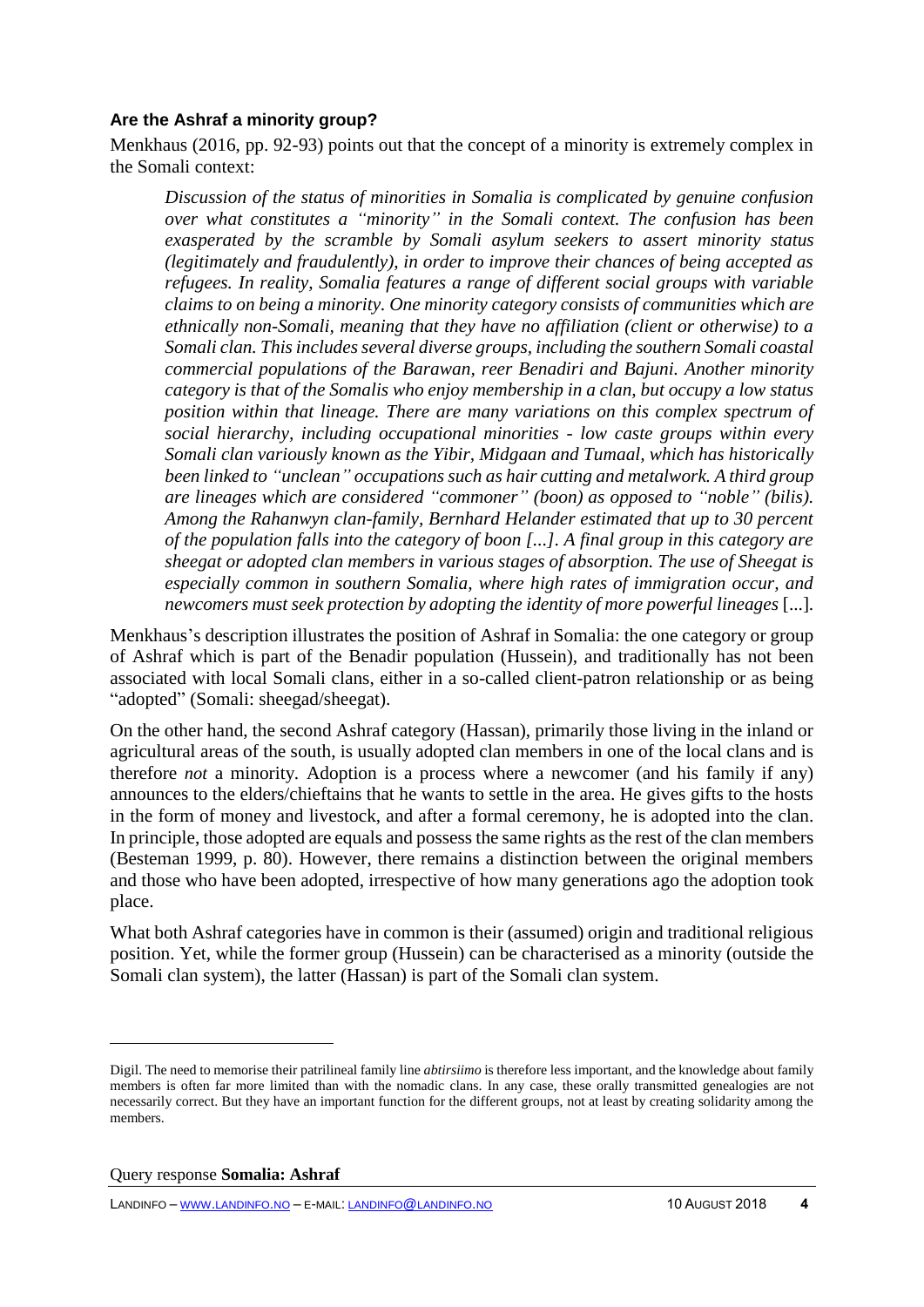### Are the Ashraf a minority group?

Menkhaus (2016, pp. 92-93) points out that the concept of a minority is extremely complex in the Somali context:

> *Discussion of the status of minorities in Somalia is complicated by genuine confusion over what constitutes a "minority" in the Somali context. The confusion has been exasperated by the scramble by Somali asylum seekers to assert minority status (legitimately and fraudulently), in order to improve their chances of being accepted as refugees. In reality, Somalia features a range of different social groups with variable claims to on being a minority. One minority category consists of communities which are ethnically non-Somali, meaning that they have no affiliation (client or otherwise) to a Somali clan. This includes several diverse groups, including the southern Somali coastal commercial populations of the Barawan, reer Benadiri and Bajuni. Another minority category is that of the Somalis who enjoy membership in a clan, but occupy a low status position within that lineage. There are many variations on this complex spectrum of social hierarchy, including occupational minorities - low caste groups within every Somali clan variously known as the Yibir, Midgaan and Tumaal, which has historically been linked to "unclean" occupations such as hair cutting and metalwork. A third group are lineages which are considered "commoner" (boon) as opposed to "noble" (bilis). Among the Rahanwyn clan-family, Bernhard Helander estimated that up to 30 percent of the population falls into the category of boon [...]. A final group in this category are sheegat or adopted clan members in various stages of absorption. The use of Sheegat is especially common in southern Somalia, where high rates of immigration occur, and newcomers must seek protection by adopting the identity of more powerful lineages* [...].

Menkhaus's description illustrates the position of Ashraf in Somalia: the one category or group of Ashraf which is part of the Benadir population (Hussein), and traditionally has not been associated with local Somali clans, either in a so-called client-patron relationship or as being "adopted" (Somali: sheegad/sheegat).

On the other hand, the second Ashraf category (Hassan), primarily those living in the inland or agricultural areas of the south, is usually adopted clan members in one of the local clans and is therefore *not* a minority. Adoption is a process where a newcomer (and his family if any) announces to the elders/chieftains that he wants to settle in the area. He gives gifts to the hosts in the form of money and livestock, and after a formal ceremony, he is adopted into the clan. In principle, those adopted are equals and possess the same rights as the rest of the clan members (Besteman 1999, p. 80). However, there remains a distinction between the original members and those who have been adopted, irrespective of how many generations ago the adoption took place.

What both Ashraf categories have in common is their (assumed) origin and traditional religious position. Yet, while the former group (Hussein) can be characterised as a minority (outside the Somali clan system), the latter (Hassan) is part of the Somali clan system.

---

Digil. The need to memorise their patrilineal family line *abtirsiimo* is therefore less important, and the knowledge about family members is often far more limited than with the nomadic clans. In any case, these orally transmitted genealogies are not necessarily correct. But they have an important function for the different groups, not at least by creating solidarity among the members.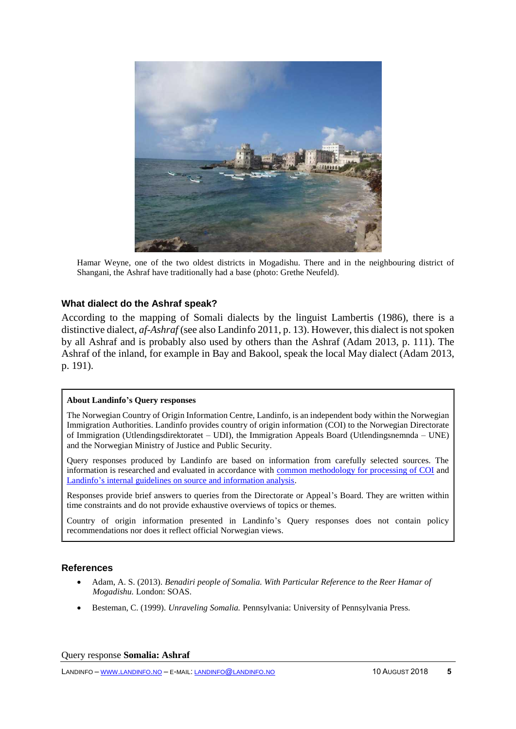Hamar Weyne, one of the two oldest districts in Mogadishu. There and in the neighbouring district of Shangani, the Ashraf have traditionally had a base (photo: Grethe Neufeld).

### What dialect do the Ashraf speak?

According to the mapping of Somali dialects by the linguist Lambertis (1986), there is a distinctive dialect, *af-Ashraf* (see also Landinfo 2011, p. 13). However, this dialect is not spoken by all Ashraf and is probably also used by others than the Ashraf (Adam 2013, p. 111). The Ashraf of the inland, for example in Bay and Bakool, speak the local May dialect (Adam 2013, p. 191).

**About Landinfo's Query responses**

The Norwegian Country of Origin Information Centre, Landinfo, is an independent body within the Norwegian Immigration Authorities. Landinfo provides country of origin information (COI) to the Norwegian Directorate of Immigration (Utlendingsdirektoratet – UDI), the Immigration Appeals Board (Utlendingsnemnda – UNE) and the Norwegian Ministry of Justice and Public Security.

Query responses produced by Landinfo are based on information from carefully selected sources. The information is researched and evaluated in accordance with common methodology for processing of COI and Landinfo's internal guidelines on source and information analysis.

Responses provide brief answers to queries from the Directorate or Appeal's Board. They are written within time constraints and do not provide exhaustive overviews of topics or themes.

Country of origin information presented in Landinfo's Query responses does not contain policy recommendations nor does it reflect official Norwegian views.

### References

- Adam, A. S. (2013). *Benadiri people of Somalia. With Particular Reference to the Reer Hamar of Mogadishu.* London: SOAS.
- Besteman, C. (1999). *Unraveling Somalia.* Pennsylvania: University of Pennsylvania Press.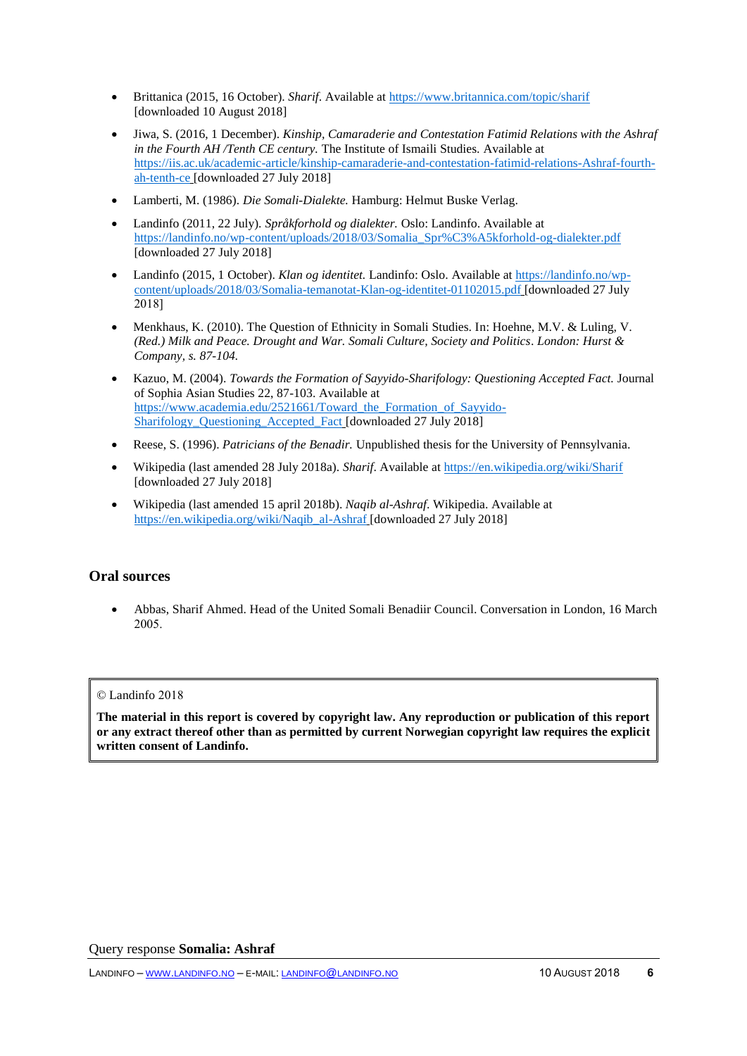- Brittanica (2015, 16 October). *Sharif*. Available at https://www.britannica.com/topic/sharif [downloaded 10 August 2018]
- Jiwa, S. (2016, 1 December). *Kinship, Camaraderie and Contestation Fatimid Relations with the Ashraf in the Fourth AH /Tenth CE century.* The Institute of Ismaili Studies. Available at https://iis.ac.uk/academic-article/kinship-camaraderie-and-contestation-fatimid-relations-Ashraf-fourth-ah-tenth-ce [downloaded 27 July 2018]
- Lamberti, M. (1986). *Die Somali-Dialekte.* Hamburg: Helmut Buske Verlag.
- Landinfo (2011, 22 July). *Språkforhold og dialekter.* Oslo: Landinfo. Available at https://landinfo.no/wp-content/uploads/2018/03/Somalia_Spr%C3%A5kforhold-og-dialekter.pdf [downloaded 27 July 2018]
- Landinfo (2015, 1 October). *Klan og identitet.* Landinfo: Oslo. Available at https://landinfo.no/wp-content/uploads/2018/03/Somalia-temanotat-Klan-og-identitet-01102015.pdf [downloaded 27 July 2018]
- Menkhaus, K. (2010). The Question of Ethnicity in Somali Studies. In: Hoehne, M.V. & Luling, V. *(Red.) Milk and Peace. Drought and War. Somali Culture, Society and Politics*. *London: Hurst & Company, s. 87-104.*
- Kazuo, M. (2004). *Towards the Formation of Sayyido-Sharifology: Questioning Accepted Fact.* Journal of Sophia Asian Studies 22, 87-103. Available at https://www.academia.edu/2521661/Toward_the_Formation_of_Sayyido-Sharifology_Questioning_Accepted_Fact [downloaded 27 July 2018]
- Reese, S. (1996). *Patricians of the Benadir.* Unpublished thesis for the University of Pennsylvania.
- Wikipedia (last amended 28 July 2018a). *Sharif.* Available at https://en.wikipedia.org/wiki/Sharif [downloaded 27 July 2018]
- Wikipedia (last amended 15 april 2018b). *Naqib al-Ashraf.* Wikipedia. Available at https://en.wikipedia.org/wiki/Naqib_al-Ashraf [downloaded 27 July 2018]

## Oral sources

- Abbas, Sharif Ahmed. Head of the United Somali Benadiir Council. Conversation in London, 16 March 2005.

© Landinfo 2018

**The material in this report is covered by copyright law. Any reproduction or publication of this report or any extract thereof other than as permitted by current Norwegian copyright law requires the explicit written consent of Landinfo.**